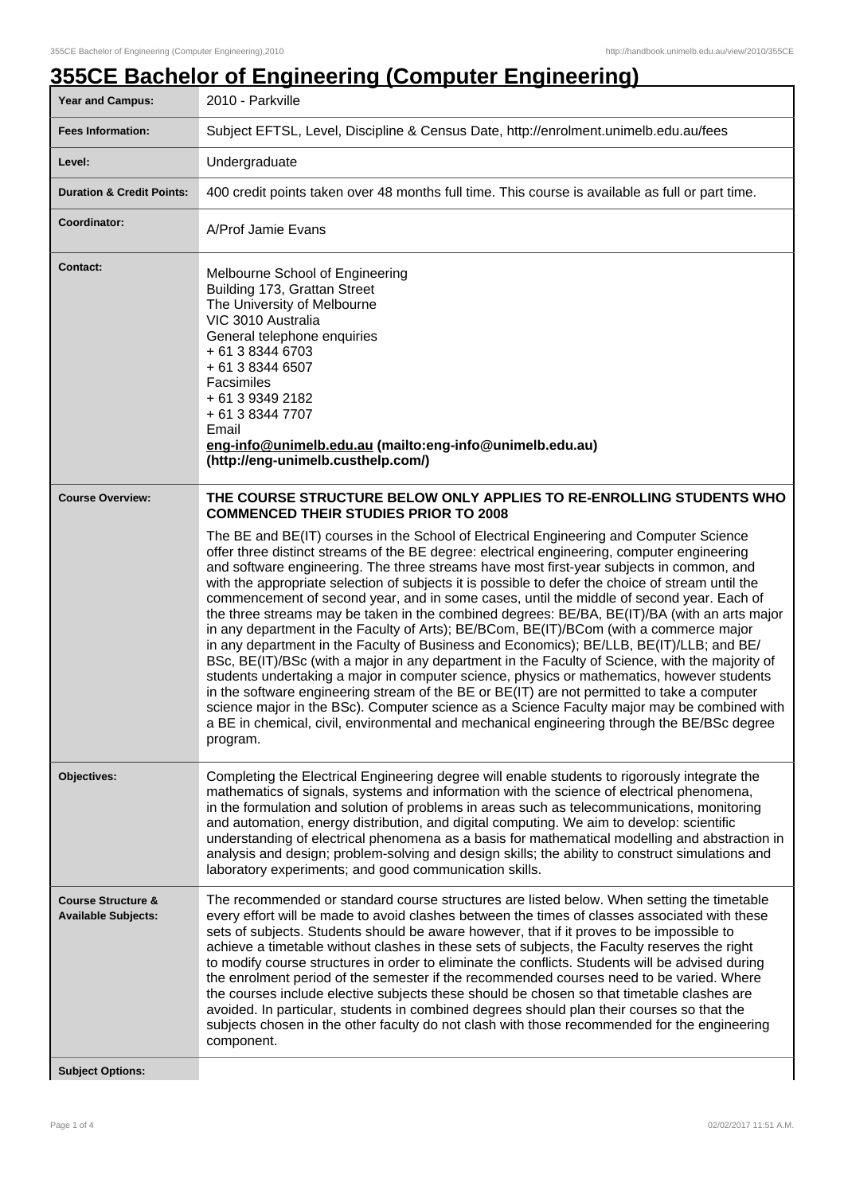# 355CE Bachelor of Engineering (Computer Engineering)

| | |
|---|---|
| **Year and Campus:** | 2010 - Parkville |
| **Fees Information:** | Subject EFTSL, Level, Discipline & Census Date, http://enrolment.unimelb.edu.au/fees |
| **Level:** | Undergraduate |
| **Duration & Credit Points:** | 400 credit points taken over 48 months full time. This course is available as full or part time. |
| **Coordinator:** | A/Prof Jamie Evans |
| **Contact:** | Melbourne School of Engineering<br>Building 173, Grattan Street<br>The University of Melbourne<br>VIC 3010 Australia<br>General telephone enquiries<br>+ 61 3 8344 6703<br>+ 61 3 8344 6507<br>Facsimiles<br>+ 61 3 9349 2182<br>+ 61 3 8344 7707<br>Email<br>**eng-info@unimelb.edu.au (mailto:eng-info@unimelb.edu.au) (http://eng-unimelb.custhelp.com/)** |
| **Course Overview:** | **THE COURSE STRUCTURE BELOW ONLY APPLIES TO RE-ENROLLING STUDENTS WHO COMMENCED THEIR STUDIES PRIOR TO 2008**<br><br>The BE and BE(IT) courses in the School of Electrical Engineering and Computer Science offer three distinct streams of the BE degree: electrical engineering, computer engineering and software engineering. The three streams have most first-year subjects in common, and with the appropriate selection of subjects it is possible to defer the choice of stream until the commencement of second year, and in some cases, until the middle of second year. Each of the three streams may be taken in the combined degrees: BE/BA, BE(IT)/BA (with an arts major in any department in the Faculty of Arts); BE/BCom, BE(IT)/BCom (with a commerce major in any department in the Faculty of Business and Economics); BE/LLB, BE(IT)/LLB; and BE/BSc, BE(IT)/BSc (with a major in any department in the Faculty of Science, with the majority of students undertaking a major in computer science, physics or mathematics, however students in the software engineering stream of the BE or BE(IT) are not permitted to take a computer science major in the BSc). Computer science as a Science Faculty major may be combined with a BE in chemical, civil, environmental and mechanical engineering through the BE/BSc degree program. |
| **Objectives:** | Completing the Electrical Engineering degree will enable students to rigorously integrate the mathematics of signals, systems and information with the science of electrical phenomena, in the formulation and solution of problems in areas such as telecommunications, monitoring and automation, energy distribution, and digital computing. We aim to develop: scientific understanding of electrical phenomena as a basis for mathematical modelling and abstraction in analysis and design; problem-solving and design skills; the ability to construct simulations and laboratory experiments; and good communication skills. |
| **Course Structure & Available Subjects:** | The recommended or standard course structures are listed below. When setting the timetable every effort will be made to avoid clashes between the times of classes associated with these sets of subjects. Students should be aware however, that if it proves to be impossible to achieve a timetable without clashes in these sets of subjects, the Faculty reserves the right to modify course structures in order to eliminate the conflicts. Students will be advised during the enrolment period of the semester if the recommended courses need to be varied. Where the courses include elective subjects these should be chosen so that timetable clashes are avoided. In particular, students in combined degrees should plan their courses so that the subjects chosen in the other faculty do not clash with those recommended for the engineering component. |
| **Subject Options:** | |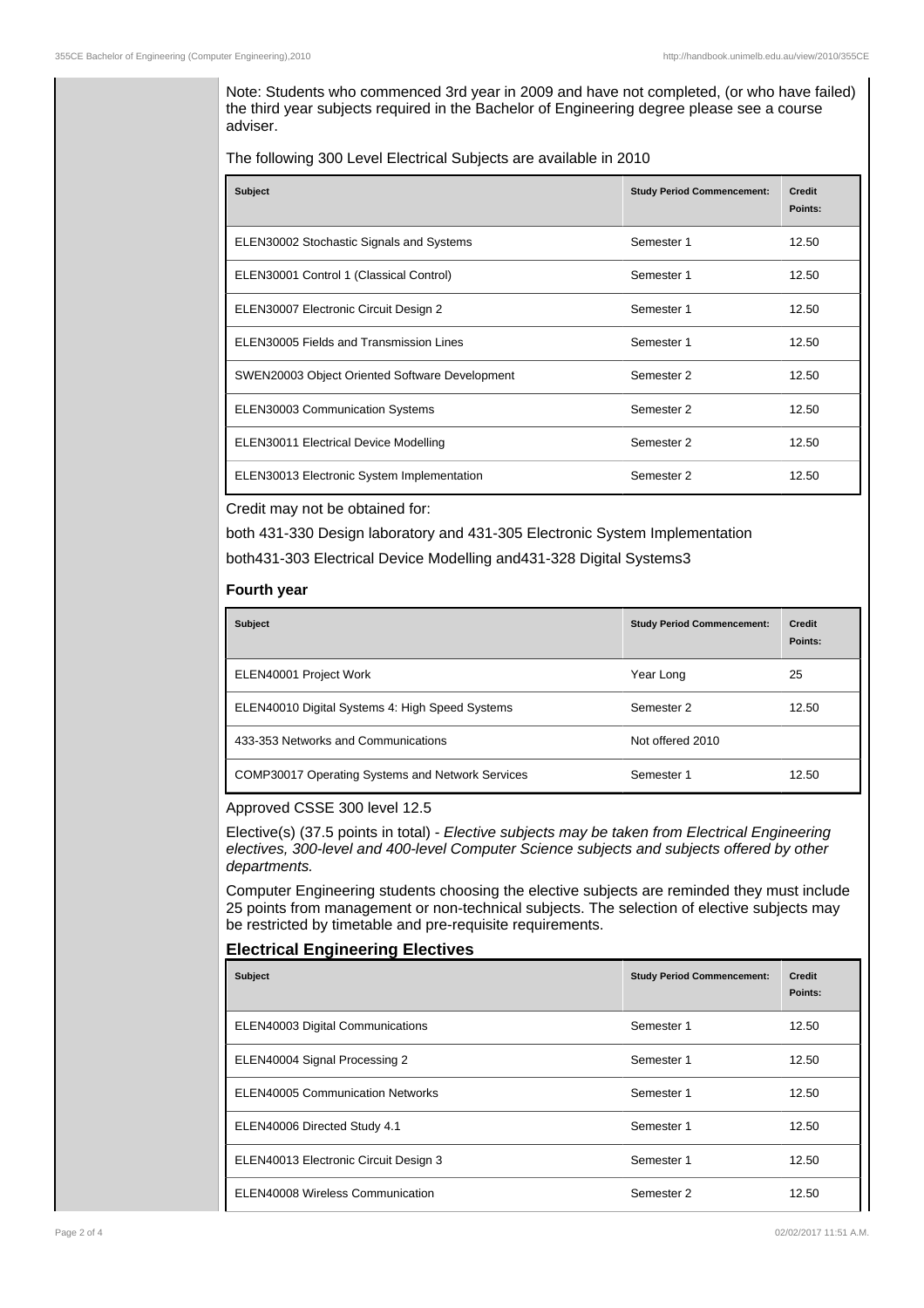Note: Students who commenced 3rd year in 2009 and have not completed, (or who have failed) the third year subjects required in the Bachelor of Engineering degree please see a course adviser.

The following 300 Level Electrical Subjects are available in 2010

| Subject | Study Period Commencement: | Credit Points: |
| --- | --- | --- |
| ELEN30002 Stochastic Signals and Systems | Semester 1 | 12.50 |
| ELEN30001 Control 1 (Classical Control) | Semester 1 | 12.50 |
| ELEN30007 Electronic Circuit Design 2 | Semester 1 | 12.50 |
| ELEN30005 Fields and Transmission Lines | Semester 1 | 12.50 |
| SWEN20003 Object Oriented Software Development | Semester 2 | 12.50 |
| ELEN30003 Communication Systems | Semester 2 | 12.50 |
| ELEN30011 Electrical Device Modelling | Semester 2 | 12.50 |
| ELEN30013 Electronic System Implementation | Semester 2 | 12.50 |

Credit may not be obtained for:

both 431-330 Design laboratory and 431-305 Electronic System Implementation

both431-303 Electrical Device Modelling and431-328 Digital Systems3

**Fourth year**

| Subject | Study Period Commencement: | Credit Points: |
| --- | --- | --- |
| ELEN40001 Project Work | Year Long | 25 |
| ELEN40010 Digital Systems 4: High Speed Systems | Semester 2 | 12.50 |
| 433-353 Networks and Communications | Not offered 2010 | |
| COMP30017 Operating Systems and Network Services | Semester 1 | 12.50 |

Approved CSSE 300 level 12.5

Elective(s) (37.5 points in total) - *Elective subjects may be taken from Electrical Engineering electives, 300-level and 400-level Computer Science subjects and subjects offered by other departments.*

Computer Engineering students choosing the elective subjects are reminded they must include 25 points from management or non-technical subjects. The selection of elective subjects may be restricted by timetable and pre-requisite requirements.

## Electrical Engineering Electives

| Subject | Study Period Commencement: | Credit Points: |
| --- | --- | --- |
| ELEN40003 Digital Communications | Semester 1 | 12.50 |
| ELEN40004 Signal Processing 2 | Semester 1 | 12.50 |
| ELEN40005 Communication Networks | Semester 1 | 12.50 |
| ELEN40006 Directed Study 4.1 | Semester 1 | 12.50 |
| ELEN40013 Electronic Circuit Design 3 | Semester 1 | 12.50 |
| ELEN40008 Wireless Communication | Semester 2 | 12.50 |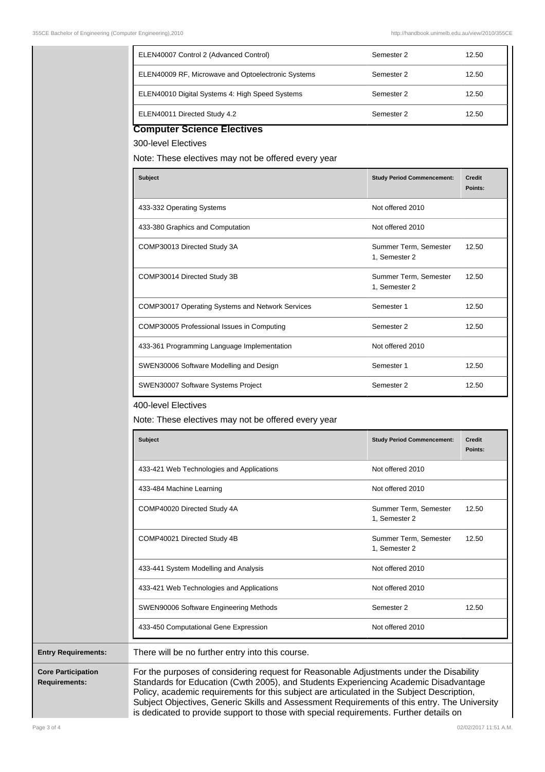| | | |
|---|---|---|
| ELEN40007 Control 2 (Advanced Control) | Semester 2 | 12.50 |
| ELEN40009 RF, Microwave and Optoelectronic Systems | Semester 2 | 12.50 |
| ELEN40010 Digital Systems 4: High Speed Systems | Semester 2 | 12.50 |
| ELEN40011 Directed Study 4.2 | Semester 2 | 12.50 |

## Computer Science Electives

300-level Electives

Note: These electives may not be offered every year

| Subject | Study Period Commencement: | Credit Points: |
|---|---|---|
| 433-332 Operating Systems | Not offered 2010 | |
| 433-380 Graphics and Computation | Not offered 2010 | |
| COMP30013 Directed Study 3A | Summer Term, Semester 1, Semester 2 | 12.50 |
| COMP30014 Directed Study 3B | Summer Term, Semester 1, Semester 2 | 12.50 |
| COMP30017 Operating Systems and Network Services | Semester 1 | 12.50 |
| COMP30005 Professional Issues in Computing | Semester 2 | 12.50 |
| 433-361 Programming Language Implementation | Not offered 2010 | |
| SWEN30006 Software Modelling and Design | Semester 1 | 12.50 |
| SWEN30007 Software Systems Project | Semester 2 | 12.50 |

400-level Electives

Note: These electives may not be offered every year

| Subject | Study Period Commencement: | Credit Points: |
|---|---|---|
| 433-421 Web Technologies and Applications | Not offered 2010 | |
| 433-484 Machine Learning | Not offered 2010 | |
| COMP40020 Directed Study 4A | Summer Term, Semester 1, Semester 2 | 12.50 |
| COMP40021 Directed Study 4B | Summer Term, Semester 1, Semester 2 | 12.50 |
| 433-441 System Modelling and Analysis | Not offered 2010 | |
| 433-421 Web Technologies and Applications | Not offered 2010 | |
| SWEN90006 Software Engineering Methods | Semester 2 | 12.50 |
| 433-450 Computational Gene Expression | Not offered 2010 | |

**Entry Requirements:** There will be no further entry into this course.

**Core Participation Requirements:** For the purposes of considering request for Reasonable Adjustments under the Disability Standards for Education (Cwth 2005), and Students Experiencing Academic Disadvantage Policy, academic requirements for this subject are articulated in the Subject Description, Subject Objectives, Generic Skills and Assessment Requirements of this entry. The University is dedicated to provide support to those with special requirements. Further details on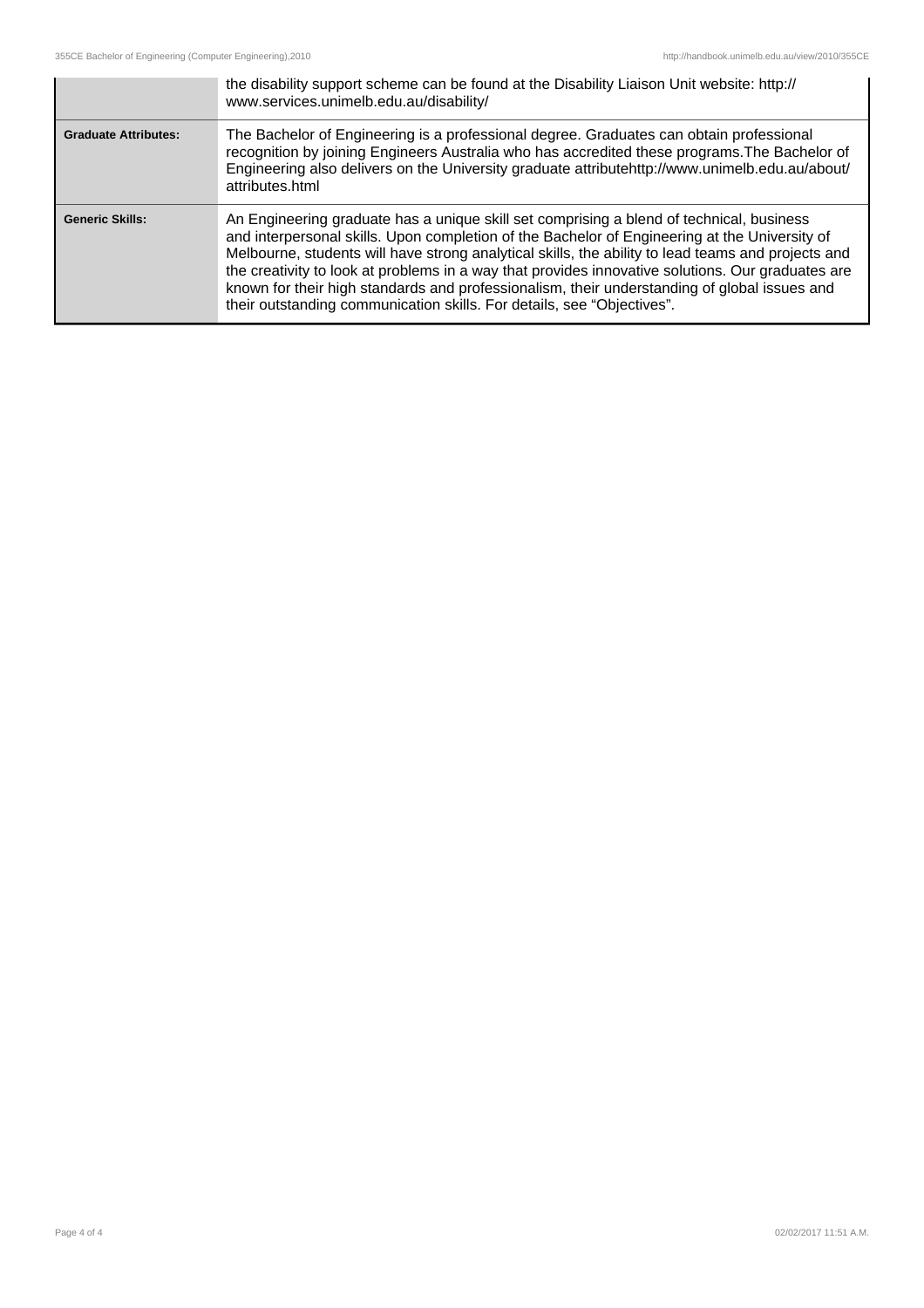| | |
|---|---|
| | the disability support scheme can be found at the Disability Liaison Unit website: http://www.services.unimelb.edu.au/disability/ |
| **Graduate Attributes:** | The Bachelor of Engineering is a professional degree. Graduates can obtain professional recognition by joining Engineers Australia who has accredited these programs.The Bachelor of Engineering also delivers on the University graduate attributehttp://www.unimelb.edu.au/about/attributes.html |
| **Generic Skills:** | An Engineering graduate has a unique skill set comprising a blend of technical, business and interpersonal skills. Upon completion of the Bachelor of Engineering at the University of Melbourne, students will have strong analytical skills, the ability to lead teams and projects and the creativity to look at problems in a way that provides innovative solutions. Our graduates are known for their high standards and professionalism, their understanding of global issues and their outstanding communication skills. For details, see "Objectives". |